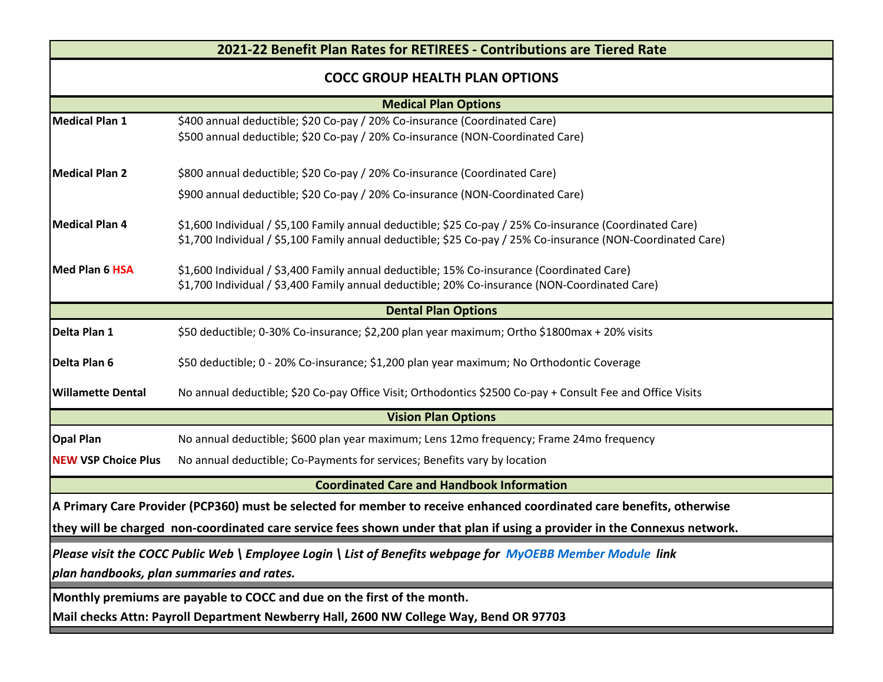# 2021-22 Benefit Plan Rates for RETIREES - Contributions are Tiered Rate

## COCC GROUP HEALTH PLAN OPTIONS

### Medical Plan Options

| | |
|---|---|
| **Medical Plan 1** | $400 annual deductible; $20 Co-pay / 20% Co-insurance (Coordinated Care)<br>$500 annual deductible; $20 Co-pay / 20% Co-insurance (NON-Coordinated Care) |
| **Medical Plan 2** | $800 annual deductible; $20 Co-pay / 20% Co-insurance (Coordinated Care)<br>$900 annual deductible; $20 Co-pay / 20% Co-insurance (NON-Coordinated Care) |
| **Medical Plan 4** | $1,600 Individual / $5,100 Family annual deductible; $25 Co-pay / 25% Co-insurance (Coordinated Care)<br>$1,700 Individual / $5,100 Family annual deductible; $25 Co-pay / 25% Co-insurance (NON-Coordinated Care) |
| **Med Plan 6 HSA** | $1,600 Individual / $3,400 Family annual deductible; 15% Co-insurance (Coordinated Care)<br>$1,700 Individual / $3,400 Family annual deductible; 20% Co-insurance (NON-Coordinated Care) |

### Dental Plan Options

| | |
|---|---|
| **Delta Plan 1** | $50 deductible; 0-30% Co-insurance; $2,200 plan year maximum; Ortho $1800max + 20% visits |
| **Delta Plan 6** | $50 deductible; 0 - 20% Co-insurance; $1,200 plan year maximum; No Orthodontic Coverage |
| **Willamette Dental** | No annual deductible; $20 Co-pay Office Visit; Orthodontics $2500 Co-pay + Consult Fee and Office Visits |

### Vision Plan Options

| | |
|---|---|
| **Opal Plan** | No annual deductible; $600 plan year maximum; Lens 12mo frequency; Frame 24mo frequency |
| **NEW VSP Choice Plus** | No annual deductible; Co-Payments for services; Benefits vary by location |

### Coordinated Care and Handbook Information

**A Primary Care Provider (PCP360) must be selected for member to receive enhanced coordinated care benefits, otherwise they will be charged non-coordinated care service fees shown under that plan if using a provider in the Connexus network.**

***Please visit the COCC Public Web \ Employee Login \ List of Benefits webpage for MyOEBB Member Module link plan handbooks, plan summaries and rates.***

**Monthly premiums are payable to COCC and due on the first of the month.**

**Mail checks Attn: Payroll Department Newberry Hall, 2600 NW College Way, Bend OR 97703**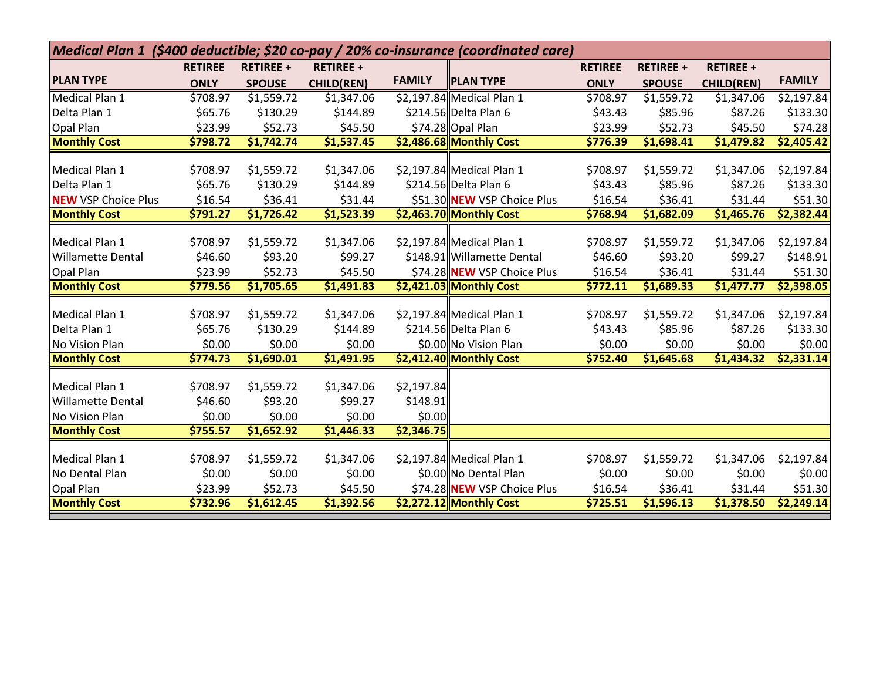## *Medical Plan 1 ($400 deductible; $20 co-pay / 20% co-insurance (coordinated care)*

| PLAN TYPE | RETIREE ONLY | RETIREE + SPOUSE | RETIREE + CHILD(REN) | FAMILY | PLAN TYPE | RETIREE ONLY | RETIREE + SPOUSE | RETIREE + CHILD(REN) | FAMILY |
|---|---|---|---|---|---|---|---|---|---|
| Medical Plan 1 | $708.97 | $1,559.72 | $1,347.06 | $2,197.84 | Medical Plan 1 | $708.97 | $1,559.72 | $1,347.06 | $2,197.84 |
| Delta Plan 1 | $65.76 | $130.29 | $144.89 | $214.56 | Delta Plan 6 | $43.43 | $85.96 | $87.26 | $133.30 |
| Opal Plan | $23.99 | $52.73 | $45.50 | $74.28 | Opal Plan | $23.99 | $52.73 | $45.50 | $74.28 |
| **Monthly Cost** | **$798.72** | **$1,742.74** | **$1,537.45** | **$2,486.68** | **Monthly Cost** | **$776.39** | **$1,698.41** | **$1,479.82** | **$2,405.42** |
| | | | | | | | | | |
| Medical Plan 1 | $708.97 | $1,559.72 | $1,347.06 | $2,197.84 | Medical Plan 1 | $708.97 | $1,559.72 | $1,347.06 | $2,197.84 |
| Delta Plan 1 | $65.76 | $130.29 | $144.89 | $214.56 | Delta Plan 6 | $43.43 | $85.96 | $87.26 | $133.30 |
| **NEW** VSP Choice Plus | $16.54 | $36.41 | $31.44 | $51.30 | **NEW** VSP Choice Plus | $16.54 | $36.41 | $31.44 | $51.30 |
| **Monthly Cost** | **$791.27** | **$1,726.42** | **$1,523.39** | **$2,463.70** | **Monthly Cost** | **$768.94** | **$1,682.09** | **$1,465.76** | **$2,382.44** |
| | | | | | | | | | |
| Medical Plan 1 | $708.97 | $1,559.72 | $1,347.06 | $2,197.84 | Medical Plan 1 | $708.97 | $1,559.72 | $1,347.06 | $2,197.84 |
| Willamette Dental | $46.60 | $93.20 | $99.27 | $148.91 | Willamette Dental | $46.60 | $93.20 | $99.27 | $148.91 |
| Opal Plan | $23.99 | $52.73 | $45.50 | $74.28 | **NEW** VSP Choice Plus | $16.54 | $36.41 | $31.44 | $51.30 |
| **Monthly Cost** | **$779.56** | **$1,705.65** | **$1,491.83** | **$2,421.03** | **Monthly Cost** | **$772.11** | **$1,689.33** | **$1,477.77** | **$2,398.05** |
| | | | | | | | | | |
| Medical Plan 1 | $708.97 | $1,559.72 | $1,347.06 | $2,197.84 | Medical Plan 1 | $708.97 | $1,559.72 | $1,347.06 | $2,197.84 |
| Delta Plan 1 | $65.76 | $130.29 | $144.89 | $214.56 | Delta Plan 6 | $43.43 | $85.96 | $87.26 | $133.30 |
| No Vision Plan | $0.00 | $0.00 | $0.00 | $0.00 | No Vision Plan | $0.00 | $0.00 | $0.00 | $0.00 |
| **Monthly Cost** | **$774.73** | **$1,690.01** | **$1,491.95** | **$2,412.40** | **Monthly Cost** | **$752.40** | **$1,645.68** | **$1,434.32** | **$2,331.14** |
| | | | | | | | | | |
| Medical Plan 1 | $708.97 | $1,559.72 | $1,347.06 | $2,197.84 | | | | | |
| Willamette Dental | $46.60 | $93.20 | $99.27 | $148.91 | | | | | |
| No Vision Plan | $0.00 | $0.00 | $0.00 | $0.00 | | | | | |
| **Monthly Cost** | **$755.57** | **$1,652.92** | **$1,446.33** | **$2,346.75** | | | | | |
| | | | | | | | | | |
| Medical Plan 1 | $708.97 | $1,559.72 | $1,347.06 | $2,197.84 | Medical Plan 1 | $708.97 | $1,559.72 | $1,347.06 | $2,197.84 |
| No Dental Plan | $0.00 | $0.00 | $0.00 | $0.00 | No Dental Plan | $0.00 | $0.00 | $0.00 | $0.00 |
| Opal Plan | $23.99 | $52.73 | $45.50 | $74.28 | **NEW** VSP Choice Plus | $16.54 | $36.41 | $31.44 | $51.30 |
| **Monthly Cost** | **$732.96** | **$1,612.45** | **$1,392.56** | **$2,272.12** | **Monthly Cost** | **$725.51** | **$1,596.13** | **$1,378.50** | **$2,249.14** |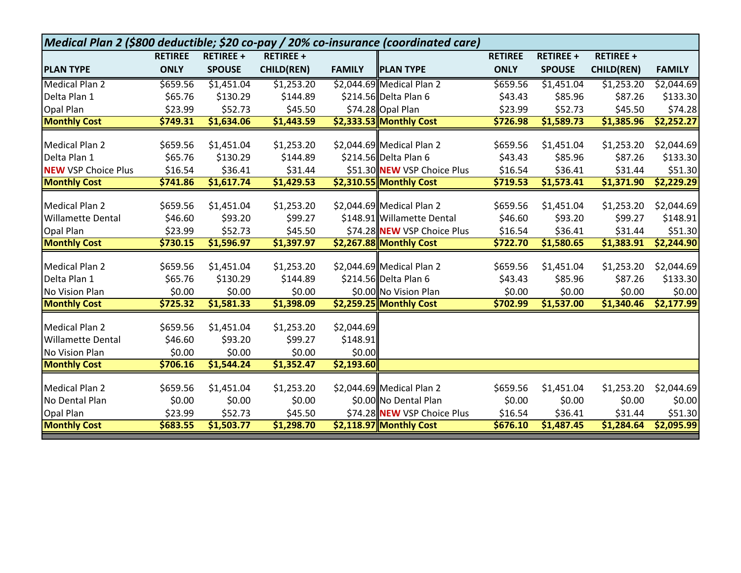## *Medical Plan 2 ($800 deductible; $20 co-pay / 20% co-insurance (coordinated care)*

| PLAN TYPE | RETIREE ONLY | RETIREE + SPOUSE | RETIREE + CHILD(REN) | FAMILY | PLAN TYPE | RETIREE ONLY | RETIREE + SPOUSE | RETIREE + CHILD(REN) | FAMILY |
|---|---|---|---|---|---|---|---|---|---|
| Medical Plan 2 | $659.56 | $1,451.04 | $1,253.20 | $2,044.69 | Medical Plan 2 | $659.56 | $1,451.04 | $1,253.20 | $2,044.69 |
| Delta Plan 1 | $65.76 | $130.29 | $144.89 | $214.56 | Delta Plan 6 | $43.43 | $85.96 | $87.26 | $133.30 |
| Opal Plan | $23.99 | $52.73 | $45.50 | $74.28 | Opal Plan | $23.99 | $52.73 | $45.50 | $74.28 |
| **Monthly Cost** | **$749.31** | **$1,634.06** | **$1,443.59** | **$2,333.53** | **Monthly Cost** | **$726.98** | **$1,589.73** | **$1,385.96** | **$2,252.27** |
| | | | | | | | | | |
| Medical Plan 2 | $659.56 | $1,451.04 | $1,253.20 | $2,044.69 | Medical Plan 2 | $659.56 | $1,451.04 | $1,253.20 | $2,044.69 |
| Delta Plan 1 | $65.76 | $130.29 | $144.89 | $214.56 | Delta Plan 6 | $43.43 | $85.96 | $87.26 | $133.30 |
| **NEW** VSP Choice Plus | $16.54 | $36.41 | $31.44 | $51.30 | **NEW** VSP Choice Plus | $16.54 | $36.41 | $31.44 | $51.30 |
| **Monthly Cost** | **$741.86** | **$1,617.74** | **$1,429.53** | **$2,310.55** | **Monthly Cost** | **$719.53** | **$1,573.41** | **$1,371.90** | **$2,229.29** |
| | | | | | | | | | |
| Medical Plan 2 | $659.56 | $1,451.04 | $1,253.20 | $2,044.69 | Medical Plan 2 | $659.56 | $1,451.04 | $1,253.20 | $2,044.69 |
| Willamette Dental | $46.60 | $93.20 | $99.27 | $148.91 | Willamette Dental | $46.60 | $93.20 | $99.27 | $148.91 |
| Opal Plan | $23.99 | $52.73 | $45.50 | $74.28 | **NEW** VSP Choice Plus | $16.54 | $36.41 | $31.44 | $51.30 |
| **Monthly Cost** | **$730.15** | **$1,596.97** | **$1,397.97** | **$2,267.88** | **Monthly Cost** | **$722.70** | **$1,580.65** | **$1,383.91** | **$2,244.90** |
| | | | | | | | | | |
| Medical Plan 2 | $659.56 | $1,451.04 | $1,253.20 | $2,044.69 | Medical Plan 2 | $659.56 | $1,451.04 | $1,253.20 | $2,044.69 |
| Delta Plan 1 | $65.76 | $130.29 | $144.89 | $214.56 | Delta Plan 6 | $43.43 | $85.96 | $87.26 | $133.30 |
| No Vision Plan | $0.00 | $0.00 | $0.00 | $0.00 | No Vision Plan | $0.00 | $0.00 | $0.00 | $0.00 |
| **Monthly Cost** | **$725.32** | **$1,581.33** | **$1,398.09** | **$2,259.25** | **Monthly Cost** | **$702.99** | **$1,537.00** | **$1,340.46** | **$2,177.99** |
| | | | | | | | | | |
| Medical Plan 2 | $659.56 | $1,451.04 | $1,253.20 | $2,044.69 | | | | | |
| Willamette Dental | $46.60 | $93.20 | $99.27 | $148.91 | | | | | |
| No Vision Plan | $0.00 | $0.00 | $0.00 | $0.00 | | | | | |
| **Monthly Cost** | **$706.16** | **$1,544.24** | **$1,352.47** | **$2,193.60** | | | | | |
| | | | | | | | | | |
| Medical Plan 2 | $659.56 | $1,451.04 | $1,253.20 | $2,044.69 | Medical Plan 2 | $659.56 | $1,451.04 | $1,253.20 | $2,044.69 |
| No Dental Plan | $0.00 | $0.00 | $0.00 | $0.00 | No Dental Plan | $0.00 | $0.00 | $0.00 | $0.00 |
| Opal Plan | $23.99 | $52.73 | $45.50 | $74.28 | **NEW** VSP Choice Plus | $16.54 | $36.41 | $31.44 | $51.30 |
| **Monthly Cost** | **$683.55** | **$1,503.77** | **$1,298.70** | **$2,118.97** | **Monthly Cost** | **$676.10** | **$1,487.45** | **$1,284.64** | **$2,095.99** |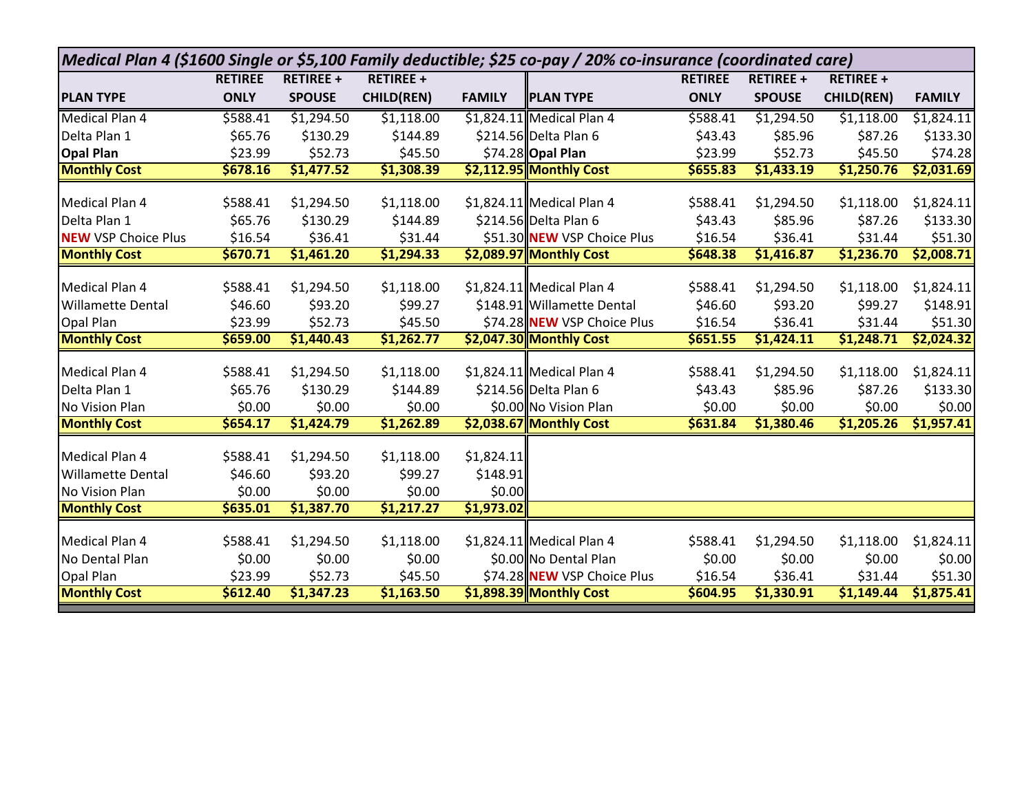| *Medical Plan 4 ($1600 Single or $5,100 Family deductible; $25 co-pay / 20% co-insurance (coordinated care)* | | | | | | | | | |
|---|---|---|---|---|---|---|---|---|---|
| **PLAN TYPE** | **RETIREE ONLY** | **RETIREE + SPOUSE** | **RETIREE + CHILD(REN)** | **FAMILY** | **PLAN TYPE** | **RETIREE ONLY** | **RETIREE + SPOUSE** | **RETIREE + CHILD(REN)** | **FAMILY** |
| Medical Plan 4 | $588.41 | $1,294.50 | $1,118.00 | $1,824.11 | Medical Plan 4 | $588.41 | $1,294.50 | $1,118.00 | $1,824.11 |
| Delta Plan 1 | $65.76 | $130.29 | $144.89 | $214.56 | Delta Plan 6 | $43.43 | $85.96 | $87.26 | $133.30 |
| **Opal Plan** | $23.99 | $52.73 | $45.50 | $74.28 | **Opal Plan** | $23.99 | $52.73 | $45.50 | $74.28 |
| **Monthly Cost** | **$678.16** | **$1,477.52** | **$1,308.39** | **$2,112.95** | **Monthly Cost** | **$655.83** | **$1,433.19** | **$1,250.76** | **$2,031.69** |
| | | | | | | | | | |
| Medical Plan 4 | $588.41 | $1,294.50 | $1,118.00 | $1,824.11 | Medical Plan 4 | $588.41 | $1,294.50 | $1,118.00 | $1,824.11 |
| Delta Plan 1 | $65.76 | $130.29 | $144.89 | $214.56 | Delta Plan 6 | $43.43 | $85.96 | $87.26 | $133.30 |
| **NEW** VSP Choice Plus | $16.54 | $36.41 | $31.44 | $51.30 | **NEW** VSP Choice Plus | $16.54 | $36.41 | $31.44 | $51.30 |
| **Monthly Cost** | **$670.71** | **$1,461.20** | **$1,294.33** | **$2,089.97** | **Monthly Cost** | **$648.38** | **$1,416.87** | **$1,236.70** | **$2,008.71** |
| | | | | | | | | | |
| Medical Plan 4 | $588.41 | $1,294.50 | $1,118.00 | $1,824.11 | Medical Plan 4 | $588.41 | $1,294.50 | $1,118.00 | $1,824.11 |
| Willamette Dental | $46.60 | $93.20 | $99.27 | $148.91 | Willamette Dental | $46.60 | $93.20 | $99.27 | $148.91 |
| Opal Plan | $23.99 | $52.73 | $45.50 | $74.28 | **NEW** VSP Choice Plus | $16.54 | $36.41 | $31.44 | $51.30 |
| **Monthly Cost** | **$659.00** | **$1,440.43** | **$1,262.77** | **$2,047.30** | **Monthly Cost** | **$651.55** | **$1,424.11** | **$1,248.71** | **$2,024.32** |
| | | | | | | | | | |
| Medical Plan 4 | $588.41 | $1,294.50 | $1,118.00 | $1,824.11 | Medical Plan 4 | $588.41 | $1,294.50 | $1,118.00 | $1,824.11 |
| Delta Plan 1 | $65.76 | $130.29 | $144.89 | $214.56 | Delta Plan 6 | $43.43 | $85.96 | $87.26 | $133.30 |
| No Vision Plan | $0.00 | $0.00 | $0.00 | $0.00 | No Vision Plan | $0.00 | $0.00 | $0.00 | $0.00 |
| **Monthly Cost** | **$654.17** | **$1,424.79** | **$1,262.89** | **$2,038.67** | **Monthly Cost** | **$631.84** | **$1,380.46** | **$1,205.26** | **$1,957.41** |
| | | | | | | | | | |
| Medical Plan 4 | $588.41 | $1,294.50 | $1,118.00 | $1,824.11 | | | | | |
| Willamette Dental | $46.60 | $93.20 | $99.27 | $148.91 | | | | | |
| No Vision Plan | $0.00 | $0.00 | $0.00 | $0.00 | | | | | |
| **Monthly Cost** | **$635.01** | **$1,387.70** | **$1,217.27** | **$1,973.02** | | | | | |
| | | | | | | | | | |
| Medical Plan 4 | $588.41 | $1,294.50 | $1,118.00 | $1,824.11 | Medical Plan 4 | $588.41 | $1,294.50 | $1,118.00 | $1,824.11 |
| No Dental Plan | $0.00 | $0.00 | $0.00 | $0.00 | No Dental Plan | $0.00 | $0.00 | $0.00 | $0.00 |
| Opal Plan | $23.99 | $52.73 | $45.50 | $74.28 | **NEW** VSP Choice Plus | $16.54 | $36.41 | $31.44 | $51.30 |
| **Monthly Cost** | **$612.40** | **$1,347.23** | **$1,163.50** | **$1,898.39** | **Monthly Cost** | **$604.95** | **$1,330.91** | **$1,149.44** | **$1,875.41** |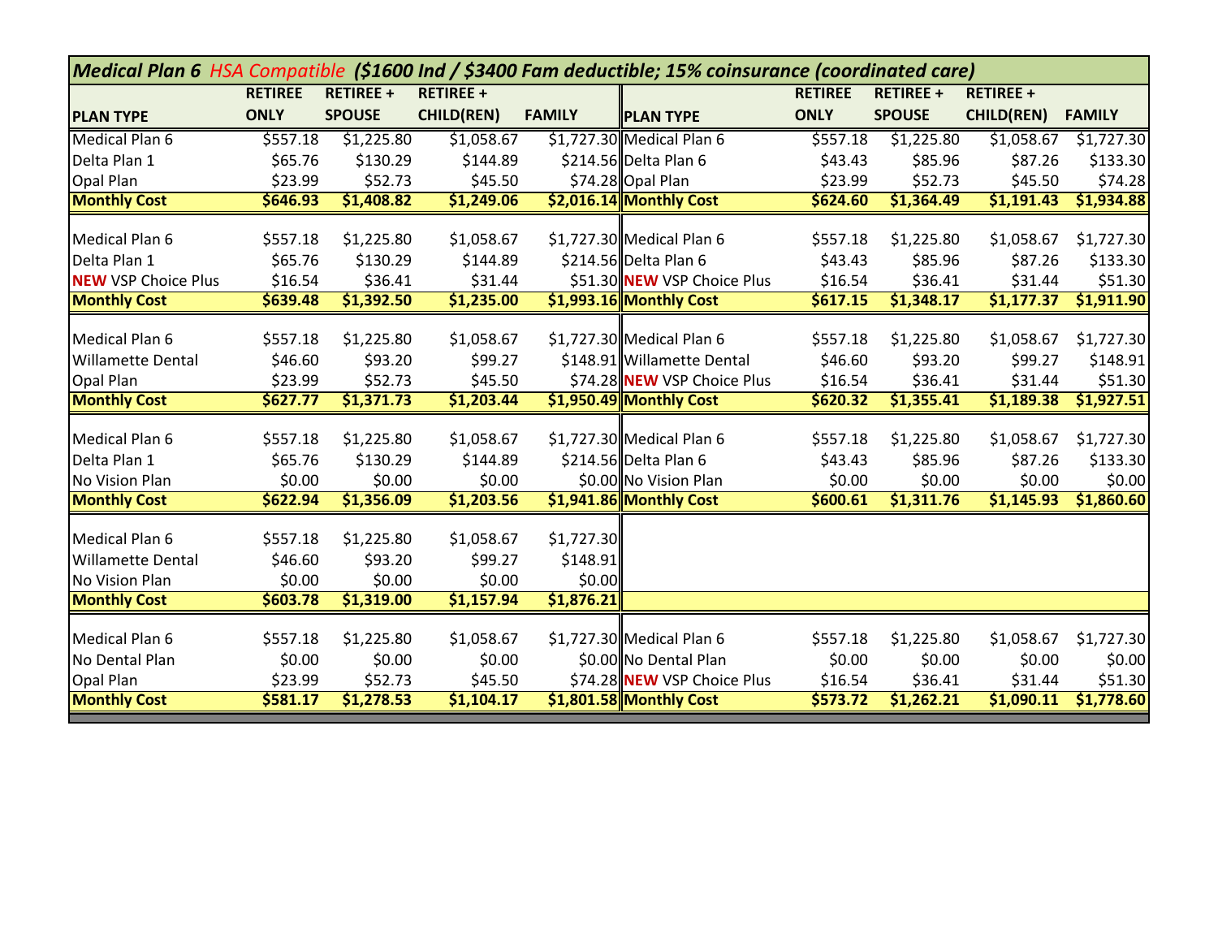## *Medical Plan 6 HSA Compatible ($1600 Ind / $3400 Fam deductible; 15% coinsurance (coordinated care)*

| PLAN TYPE | RETIREE ONLY | RETIREE + SPOUSE | RETIREE + CHILD(REN) | FAMILY | PLAN TYPE | RETIREE ONLY | RETIREE + SPOUSE | RETIREE + CHILD(REN) | FAMILY |
|---|---|---|---|---|---|---|---|---|---|
| Medical Plan 6 | $557.18 | $1,225.80 | $1,058.67 | $1,727.30 | Medical Plan 6 | $557.18 | $1,225.80 | $1,058.67 | $1,727.30 |
| Delta Plan 1 | $65.76 | $130.29 | $144.89 | $214.56 | Delta Plan 6 | $43.43 | $85.96 | $87.26 | $133.30 |
| Opal Plan | $23.99 | $52.73 | $45.50 | $74.28 | Opal Plan | $23.99 | $52.73 | $45.50 | $74.28 |
| **Monthly Cost** | **$646.93** | **$1,408.82** | **$1,249.06** | **$2,016.14** | **Monthly Cost** | **$624.60** | **$1,364.49** | **$1,191.43** | **$1,934.88** |
| | | | | | | | | | |
| Medical Plan 6 | $557.18 | $1,225.80 | $1,058.67 | $1,727.30 | Medical Plan 6 | $557.18 | $1,225.80 | $1,058.67 | $1,727.30 |
| Delta Plan 1 | $65.76 | $130.29 | $144.89 | $214.56 | Delta Plan 6 | $43.43 | $85.96 | $87.26 | $133.30 |
| **NEW** VSP Choice Plus | $16.54 | $36.41 | $31.44 | $51.30 | **NEW** VSP Choice Plus | $16.54 | $36.41 | $31.44 | $51.30 |
| **Monthly Cost** | **$639.48** | **$1,392.50** | **$1,235.00** | **$1,993.16** | **Monthly Cost** | **$617.15** | **$1,348.17** | **$1,177.37** | **$1,911.90** |
| | | | | | | | | | |
| Medical Plan 6 | $557.18 | $1,225.80 | $1,058.67 | $1,727.30 | Medical Plan 6 | $557.18 | $1,225.80 | $1,058.67 | $1,727.30 |
| Willamette Dental | $46.60 | $93.20 | $99.27 | $148.91 | Willamette Dental | $46.60 | $93.20 | $99.27 | $148.91 |
| Opal Plan | $23.99 | $52.73 | $45.50 | $74.28 | **NEW** VSP Choice Plus | $16.54 | $36.41 | $31.44 | $51.30 |
| **Monthly Cost** | **$627.77** | **$1,371.73** | **$1,203.44** | **$1,950.49** | **Monthly Cost** | **$620.32** | **$1,355.41** | **$1,189.38** | **$1,927.51** |
| | | | | | | | | | |
| Medical Plan 6 | $557.18 | $1,225.80 | $1,058.67 | $1,727.30 | Medical Plan 6 | $557.18 | $1,225.80 | $1,058.67 | $1,727.30 |
| Delta Plan 1 | $65.76 | $130.29 | $144.89 | $214.56 | Delta Plan 6 | $43.43 | $85.96 | $87.26 | $133.30 |
| No Vision Plan | $0.00 | $0.00 | $0.00 | $0.00 | No Vision Plan | $0.00 | $0.00 | $0.00 | $0.00 |
| **Monthly Cost** | **$622.94** | **$1,356.09** | **$1,203.56** | **$1,941.86** | **Monthly Cost** | **$600.61** | **$1,311.76** | **$1,145.93** | **$1,860.60** |
| | | | | | | | | | |
| Medical Plan 6 | $557.18 | $1,225.80 | $1,058.67 | $1,727.30 | | | | | |
| Willamette Dental | $46.60 | $93.20 | $99.27 | $148.91 | | | | | |
| No Vision Plan | $0.00 | $0.00 | $0.00 | $0.00 | | | | | |
| **Monthly Cost** | **$603.78** | **$1,319.00** | **$1,157.94** | **$1,876.21** | | | | | |
| | | | | | | | | | |
| Medical Plan 6 | $557.18 | $1,225.80 | $1,058.67 | $1,727.30 | Medical Plan 6 | $557.18 | $1,225.80 | $1,058.67 | $1,727.30 |
| No Dental Plan | $0.00 | $0.00 | $0.00 | $0.00 | No Dental Plan | $0.00 | $0.00 | $0.00 | $0.00 |
| Opal Plan | $23.99 | $52.73 | $45.50 | $74.28 | **NEW** VSP Choice Plus | $16.54 | $36.41 | $31.44 | $51.30 |
| **Monthly Cost** | **$581.17** | **$1,278.53** | **$1,104.17** | **$1,801.58** | **Monthly Cost** | **$573.72** | **$1,262.21** | **$1,090.11** | **$1,778.60** |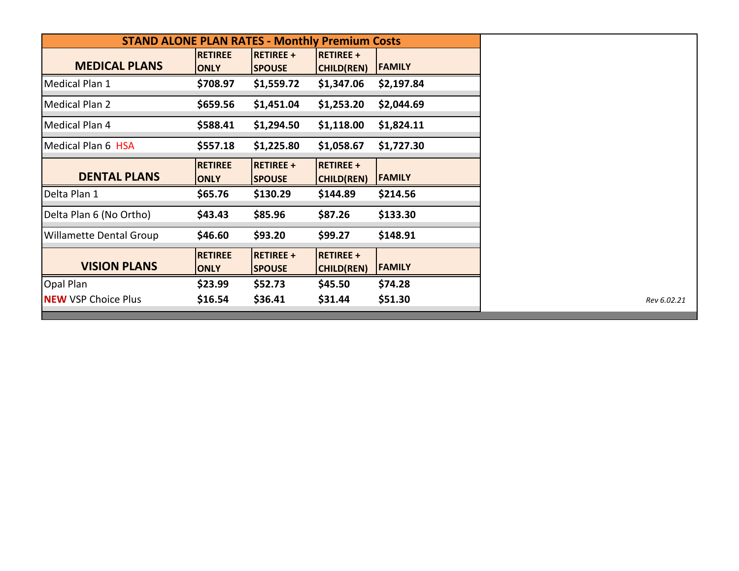## STAND ALONE PLAN RATES - Monthly Premium Costs

| MEDICAL PLANS | RETIREE ONLY | RETIREE + SPOUSE | RETIREE + CHILD(REN) | FAMILY |
|---|---|---|---|---|
| Medical Plan 1 | **$708.97** | **$1,559.72** | **$1,347.06** | **$2,197.84** |
| Medical Plan 2 | **$659.56** | **$1,451.04** | **$1,253.20** | **$2,044.69** |
| Medical Plan 4 | **$588.41** | **$1,294.50** | **$1,118.00** | **$1,824.11** |
| Medical Plan 6 HSA | **$557.18** | **$1,225.80** | **$1,058.67** | **$1,727.30** |
| **DENTAL PLANS** | **RETIREE ONLY** | **RETIREE + SPOUSE** | **RETIREE + CHILD(REN)** | **FAMILY** |
| Delta Plan 1 | **$65.76** | **$130.29** | **$144.89** | **$214.56** |
| Delta Plan 6 (No Ortho) | **$43.43** | **$85.96** | **$87.26** | **$133.30** |
| Willamette Dental Group | **$46.60** | **$93.20** | **$99.27** | **$148.91** |
| **VISION PLANS** | **RETIREE ONLY** | **RETIREE + SPOUSE** | **RETIREE + CHILD(REN)** | **FAMILY** |
| Opal Plan | **$23.99** | **$52.73** | **$45.50** | **$74.28** |
| **NEW** VSP Choice Plus | **$16.54** | **$36.41** | **$31.44** | **$51.30** |

*Rev 6.02.21*